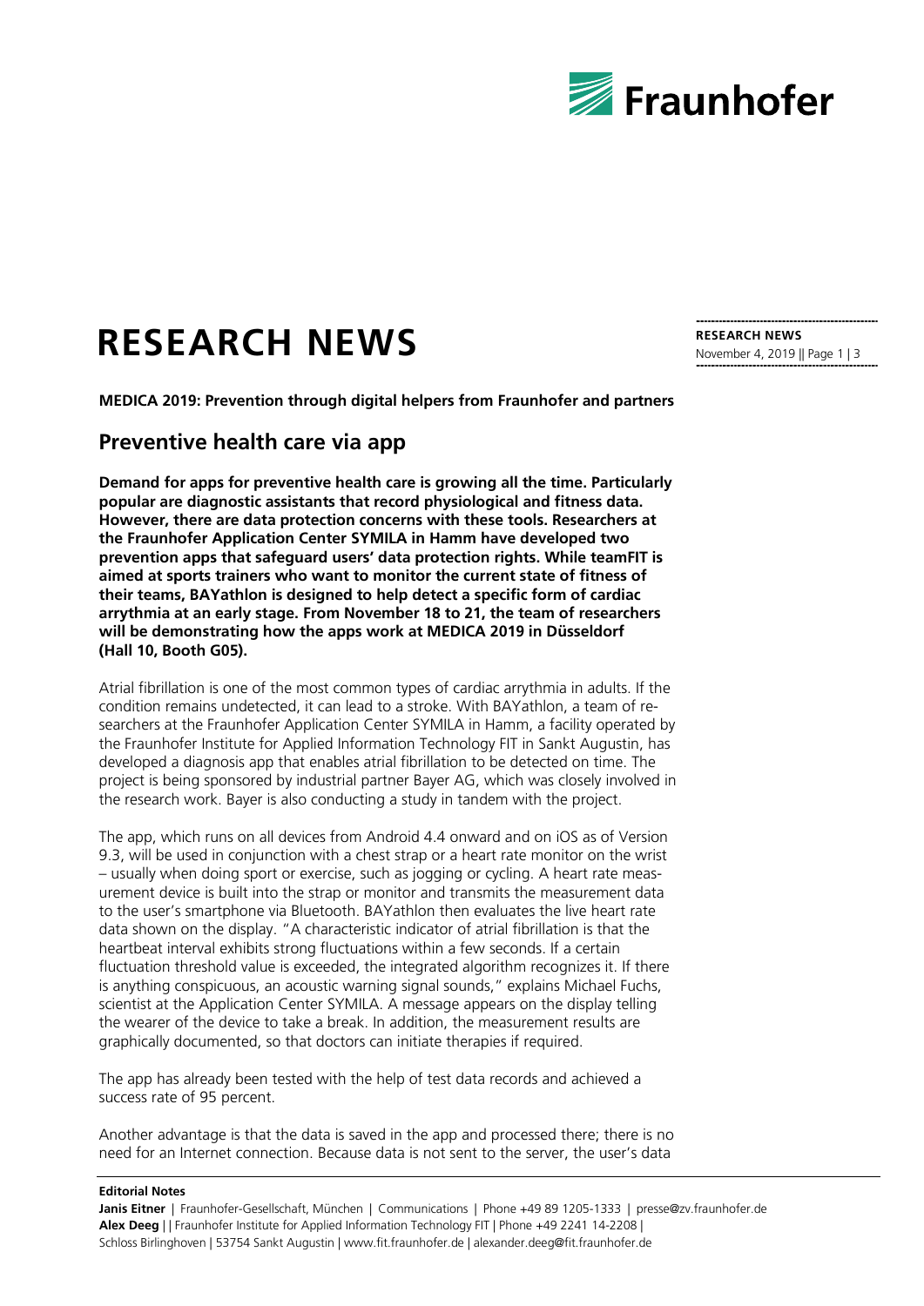# RESEARCH NEWS

**MEDICA 2019: Prevention through digital helpers from Fraunhofer and partners**

## Preventive health care via app

**Demand for apps for preventive health care is growing all the time. Particularly popular are diagnostic assistants that record physiological and fitness data. However, there are data protection concerns with these tools. Researchers at the Fraunhofer Application Center SYMILA in Hamm have developed two prevention apps that safeguard users' data protection rights. While teamFIT is aimed at sports trainers who want to monitor the current state of fitness of their teams, BAYathlon is designed to help detect a specific form of cardiac arrythmia at an early stage. From November 18 to 21, the team of researchers will be demonstrating how the apps work at MEDICA 2019 in Düsseldorf (Hall 10, Booth G05).**

Atrial fibrillation is one of the most common types of cardiac arrythmia in adults. If the condition remains undetected, it can lead to a stroke. With BAYathlon, a team of researchers at the Fraunhofer Application Center SYMILA in Hamm, a facility operated by the Fraunhofer Institute for Applied Information Technology FIT in Sankt Augustin, has developed a diagnosis app that enables atrial fibrillation to be detected on time. The project is being sponsored by industrial partner Bayer AG, which was closely involved in the research work. Bayer is also conducting a study in tandem with the project.

The app, which runs on all devices from Android 4.4 onward and on iOS as of Version 9.3, will be used in conjunction with a chest strap or a heart rate monitor on the wrist – usually when doing sport or exercise, such as jogging or cycling. A heart rate measurement device is built into the strap or monitor and transmits the measurement data to the user's smartphone via Bluetooth. BAYathlon then evaluates the live heart rate data shown on the display. "A characteristic indicator of atrial fibrillation is that the heartbeat interval exhibits strong fluctuations within a few seconds. If a certain fluctuation threshold value is exceeded, the integrated algorithm recognizes it. If there is anything conspicuous, an acoustic warning signal sounds," explains Michael Fuchs, scientist at the Application Center SYMILA. A message appears on the display telling the wearer of the device to take a break. In addition, the measurement results are graphically documented, so that doctors can initiate therapies if required.

The app has already been tested with the help of test data records and achieved a success rate of 95 percent.

Another advantage is that the data is saved in the app and processed there; there is no need for an Internet connection. Because data is not sent to the server, the user's data

**Editorial Notes**

**Janis Eitner** | Fraunhofer-Gesellschaft, München | Communications | Phone +49 89 1205-1333 | presse@zv.fraunhofer.de
**Alex Deeg** || Fraunhofer Institute for Applied Information Technology FIT | Phone +49 2241 14-2208 | Schloss Birlinghoven | 53754 Sankt Augustin | www.fit.fraunhofer.de | alexander.deeg@fit.fraunhofer.de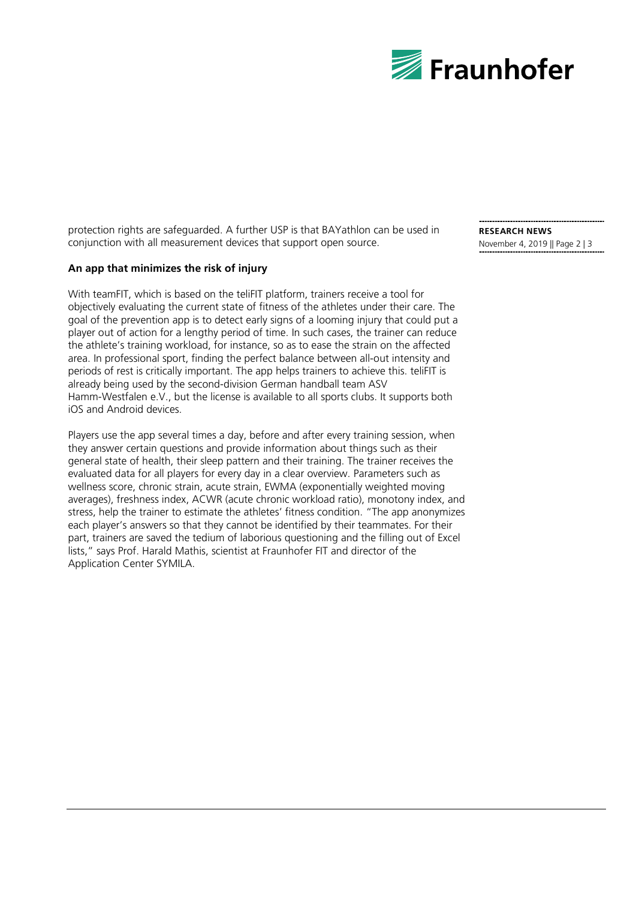protection rights are safeguarded. A further USP is that BAYathlon can be used in conjunction with all measurement devices that support open source.

**An app that minimizes the risk of injury**

With teamFIT, which is based on the teliFIT platform, trainers receive a tool for objectively evaluating the current state of fitness of the athletes under their care. The goal of the prevention app is to detect early signs of a looming injury that could put a player out of action for a lengthy period of time. In such cases, the trainer can reduce the athlete's training workload, for instance, so as to ease the strain on the affected area. In professional sport, finding the perfect balance between all-out intensity and periods of rest is critically important. The app helps trainers to achieve this. teliFIT is already being used by the second-division German handball team ASV Hamm-Westfalen e.V., but the license is available to all sports clubs. It supports both iOS and Android devices.

Players use the app several times a day, before and after every training session, when they answer certain questions and provide information about things such as their general state of health, their sleep pattern and their training. The trainer receives the evaluated data for all players for every day in a clear overview. Parameters such as wellness score, chronic strain, acute strain, EWMA (exponentially weighted moving averages), freshness index, ACWR (acute chronic workload ratio), monotony index, and stress, help the trainer to estimate the athletes' fitness condition. "The app anonymizes each player's answers so that they cannot be identified by their teammates. For their part, trainers are saved the tedium of laborious questioning and the filling out of Excel lists," says Prof. Harald Mathis, scientist at Fraunhofer FIT and director of the Application Center SYMILA.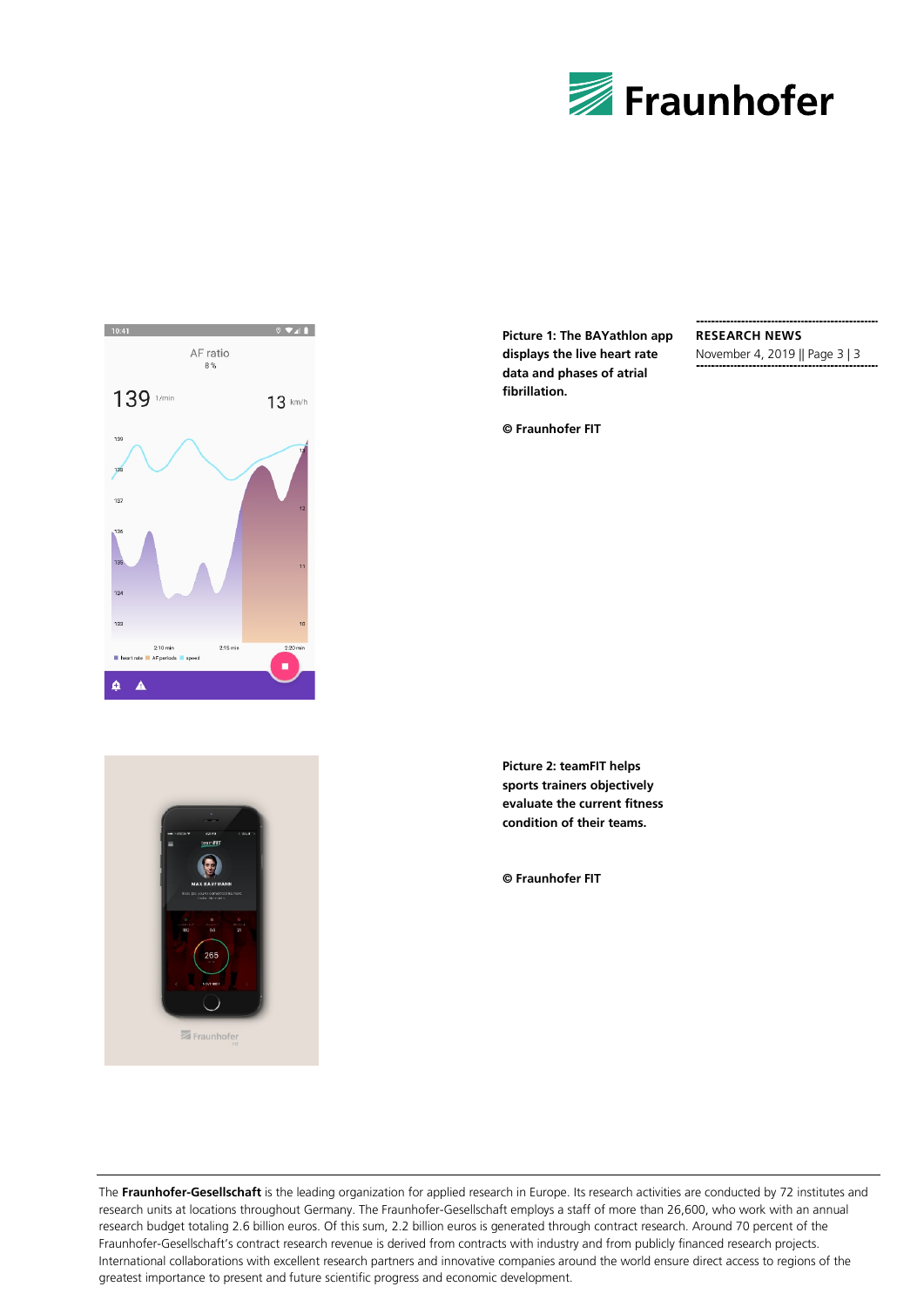**Picture 1: The BAYathlon app displays the live heart rate data and phases of atrial fibrillation.**

**© Fraunhofer FIT**

**Picture 2: teamFIT helps sports trainers objectively evaluate the current fitness condition of their teams.**

**© Fraunhofer FIT**

The **Fraunhofer-Gesellschaft** is the leading organization for applied research in Europe. Its research activities are conducted by 72 institutes and research units at locations throughout Germany. The Fraunhofer-Gesellschaft employs a staff of more than 26,600, who work with an annual research budget totaling 2.6 billion euros. Of this sum, 2.2 billion euros is generated through contract research. Around 70 percent of the Fraunhofer-Gesellschaft's contract research revenue is derived from contracts with industry and from publicly financed research projects. International collaborations with excellent research partners and innovative companies around the world ensure direct access to regions of the greatest importance to present and future scientific progress and economic development.